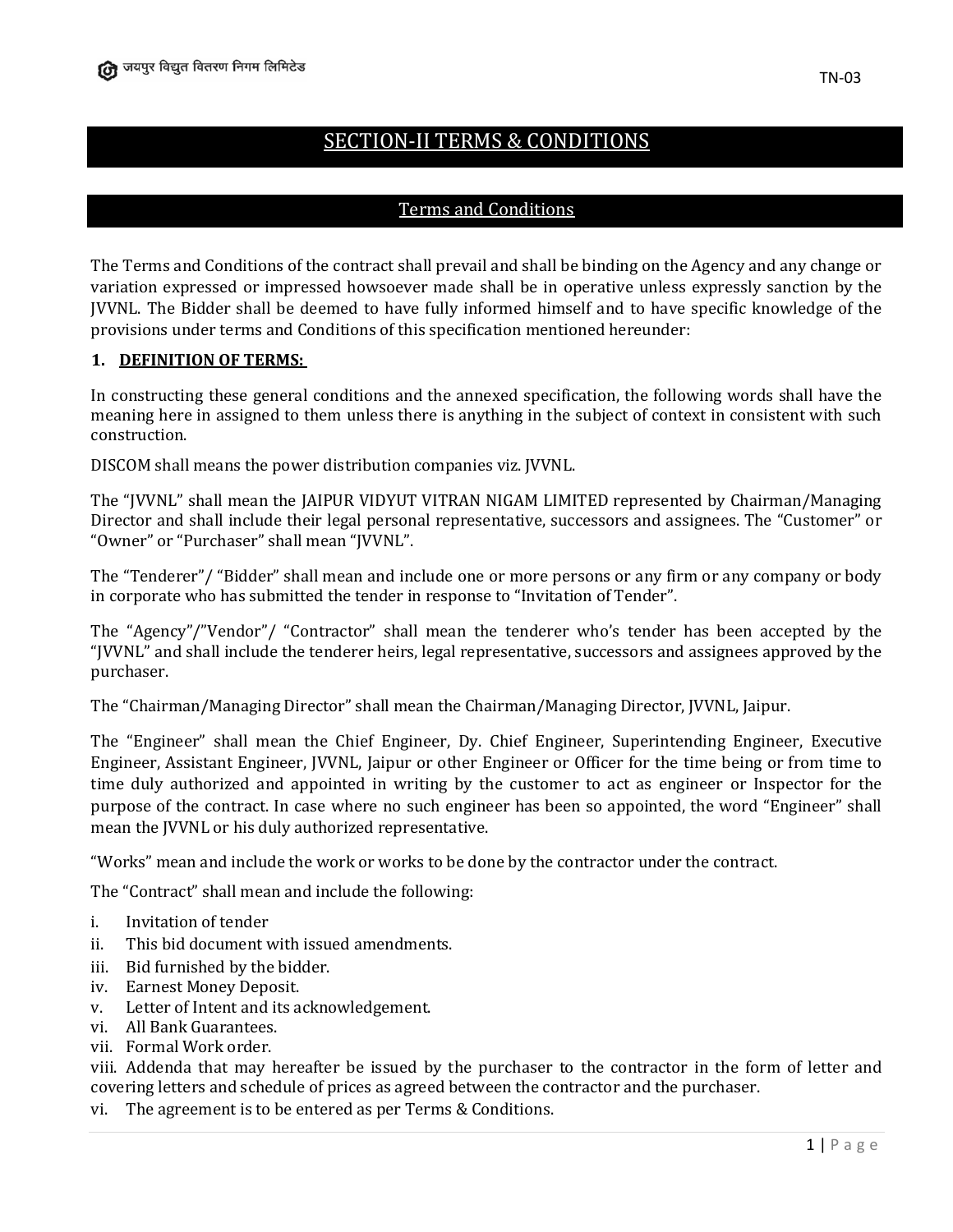# SECTION-II TERMS & CONDITIONS

## Terms and Conditions

The Terms and Conditions of the contract shall prevail and shall be binding on the Agency and any change or variation expressed or impressed howsoever made shall be in operative unless expressly sanction by the JVVNL. The Bidder shall be deemed to have fully informed himself and to have specific knowledge of the provisions under terms and Conditions of this specification mentioned hereunder:

### 1. DEFINITION OF TERMS:

In constructing these general conditions and the annexed specification, the following words shall have the meaning here in assigned to them unless there is anything in the subject of context in consistent with such construction.

DISCOM shall means the power distribution companies viz. JVVNL.

The "JVVNL" shall mean the JAIPUR VIDYUT VITRAN NIGAM LIMITED represented by Chairman/Managing Director and shall include their legal personal representative, successors and assignees. The "Customer" or "Owner" or "Purchaser" shall mean "JVVNL".

The "Tenderer"/ "Bidder" shall mean and include one or more persons or any firm or any company or body in corporate who has submitted the tender in response to "Invitation of Tender".

The "Agency"/"Vendor"/ "Contractor" shall mean the tenderer who's tender has been accepted by the "JVVNL" and shall include the tenderer heirs, legal representative, successors and assignees approved by the purchaser.

The "Chairman/Managing Director" shall mean the Chairman/Managing Director, JVVNL, Jaipur.

The "Engineer" shall mean the Chief Engineer, Dy. Chief Engineer, Superintending Engineer, Executive Engineer, Assistant Engineer, JVVNL, Jaipur or other Engineer or Officer for the time being or from time to time duly authorized and appointed in writing by the customer to act as engineer or Inspector for the purpose of the contract. In case where no such engineer has been so appointed, the word "Engineer" shall mean the JVVNL or his duly authorized representative.

"Works" mean and include the work or works to be done by the contractor under the contract.

The "Contract" shall mean and include the following:

i. Invitation of tender
ii. This bid document with issued amendments.
iii. Bid furnished by the bidder.
iv. Earnest Money Deposit.
v. Letter of Intent and its acknowledgement.
vi. All Bank Guarantees.
vii. Formal Work order.
viii. Addenda that may hereafter be issued by the purchaser to the contractor in the form of letter and covering letters and schedule of prices as agreed between the contractor and the purchaser.
vi. The agreement is to be entered as per Terms & Conditions.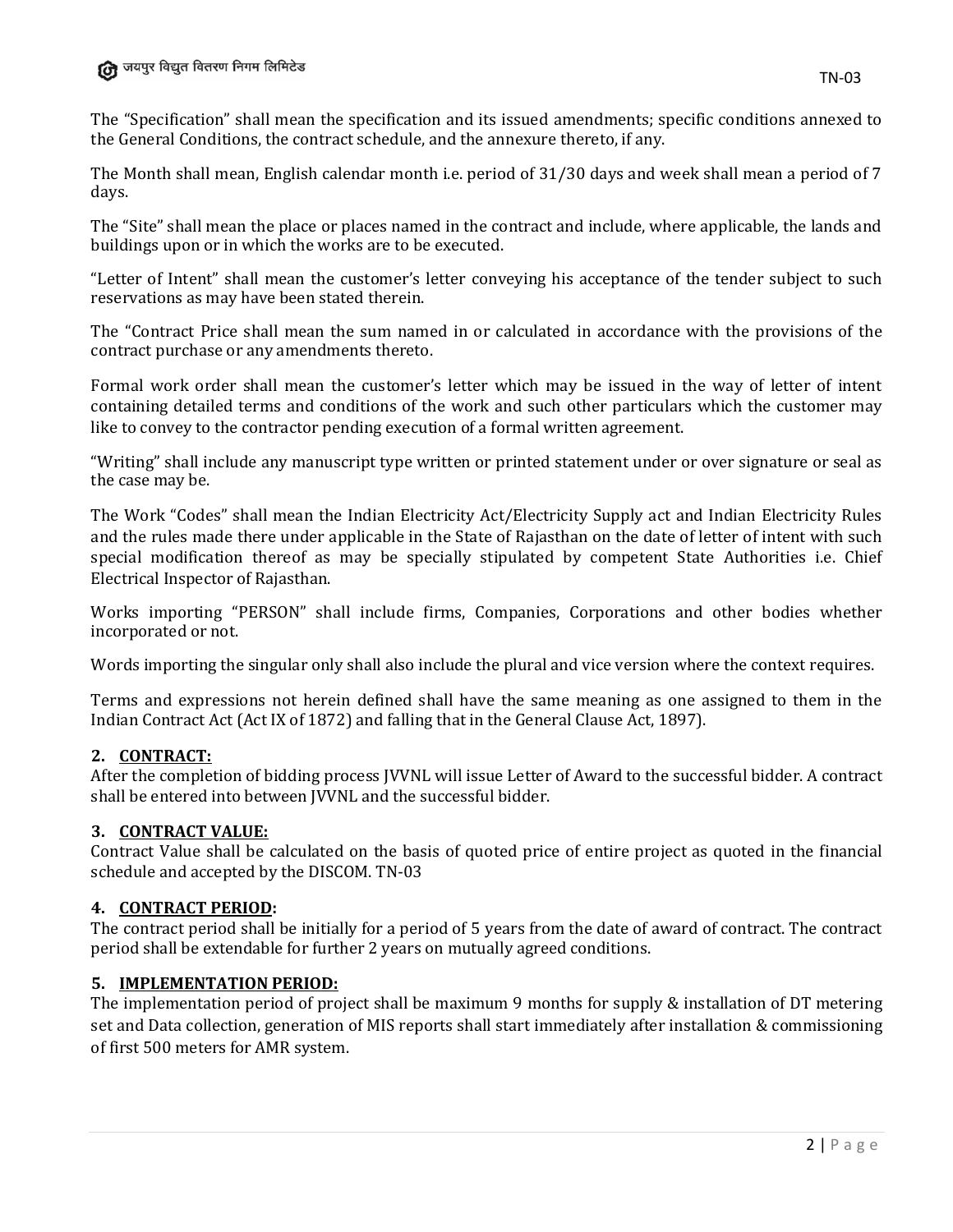The "Specification" shall mean the specification and its issued amendments; specific conditions annexed to the General Conditions, the contract schedule, and the annexure thereto, if any.

The Month shall mean, English calendar month i.e. period of 31/30 days and week shall mean a period of 7 days.

The "Site" shall mean the place or places named in the contract and include, where applicable, the lands and buildings upon or in which the works are to be executed.

"Letter of Intent" shall mean the customer's letter conveying his acceptance of the tender subject to such reservations as may have been stated therein.

The "Contract Price shall mean the sum named in or calculated in accordance with the provisions of the contract purchase or any amendments thereto.

Formal work order shall mean the customer's letter which may be issued in the way of letter of intent containing detailed terms and conditions of the work and such other particulars which the customer may like to convey to the contractor pending execution of a formal written agreement.

"Writing" shall include any manuscript type written or printed statement under or over signature or seal as the case may be.

The Work "Codes" shall mean the Indian Electricity Act/Electricity Supply act and Indian Electricity Rules and the rules made there under applicable in the State of Rajasthan on the date of letter of intent with such special modification thereof as may be specially stipulated by competent State Authorities i.e. Chief Electrical Inspector of Rajasthan.

Works importing "PERSON" shall include firms, Companies, Corporations and other bodies whether incorporated or not.

Words importing the singular only shall also include the plural and vice version where the context requires.

Terms and expressions not herein defined shall have the same meaning as one assigned to them in the Indian Contract Act (Act IX of 1872) and falling that in the General Clause Act, 1897).

## 2. CONTRACT:

After the completion of bidding process JVVNL will issue Letter of Award to the successful bidder. A contract shall be entered into between JVVNL and the successful bidder.

## 3. CONTRACT VALUE:

Contract Value shall be calculated on the basis of quoted price of entire project as quoted in the financial schedule and accepted by the DISCOM. TN-03

## 4. CONTRACT PERIOD:

The contract period shall be initially for a period of 5 years from the date of award of contract. The contract period shall be extendable for further 2 years on mutually agreed conditions.

## 5. IMPLEMENTATION PERIOD:

The implementation period of project shall be maximum 9 months for supply & installation of DT metering set and Data collection, generation of MIS reports shall start immediately after installation & commissioning of first 500 meters for AMR system.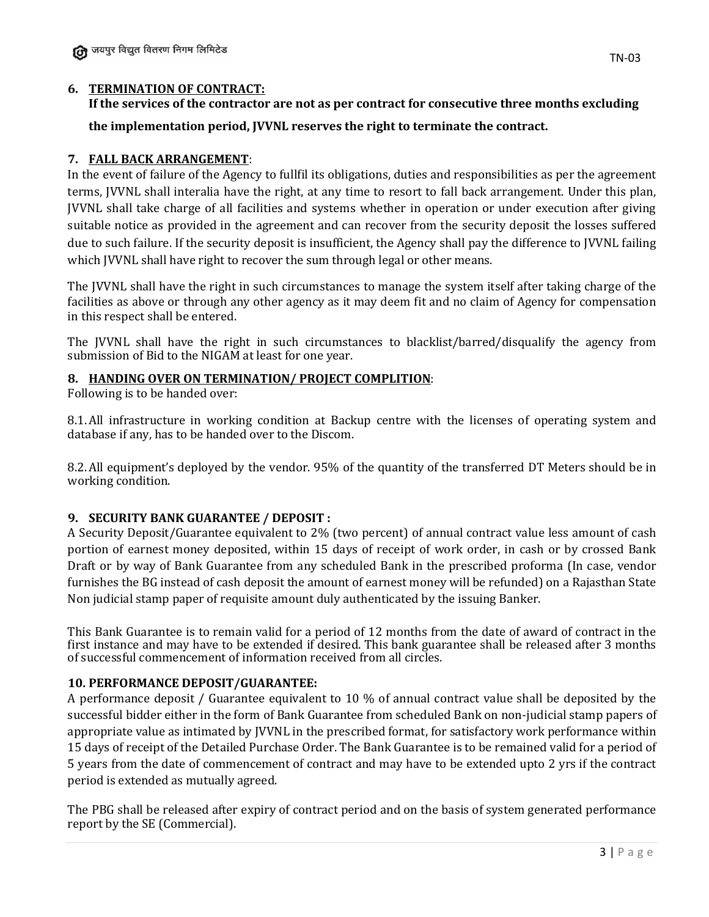## 6. TERMINATION OF CONTRACT:

**If the services of the contractor are not as per contract for consecutive three months excluding the implementation period, JVVNL reserves the right to terminate the contract.**

## 7. FALL BACK ARRANGEMENT:

In the event of failure of the Agency to fullfil its obligations, duties and responsibilities as per the agreement terms, JVVNL shall interalia have the right, at any time to resort to fall back arrangement. Under this plan, JVVNL shall take charge of all facilities and systems whether in operation or under execution after giving suitable notice as provided in the agreement and can recover from the security deposit the losses suffered due to such failure. If the security deposit is insufficient, the Agency shall pay the difference to JVVNL failing which JVVNL shall have right to recover the sum through legal or other means.

The JVVNL shall have the right in such circumstances to manage the system itself after taking charge of the facilities as above or through any other agency as it may deem fit and no claim of Agency for compensation in this respect shall be entered.

The JVVNL shall have the right in such circumstances to blacklist/barred/disqualify the agency from submission of Bid to the NIGAM at least for one year.

## 8. HANDING OVER ON TERMINATION/ PROJECT COMPLITION:

Following is to be handed over:

8.1. All infrastructure in working condition at Backup centre with the licenses of operating system and database if any, has to be handed over to the Discom.

8.2. All equipment's deployed by the vendor. 95% of the quantity of the transferred DT Meters should be in working condition.

## 9. SECURITY BANK GUARANTEE / DEPOSIT :

A Security Deposit/Guarantee equivalent to 2% (two percent) of annual contract value less amount of cash portion of earnest money deposited, within 15 days of receipt of work order, in cash or by crossed Bank Draft or by way of Bank Guarantee from any scheduled Bank in the prescribed proforma (In case, vendor furnishes the BG instead of cash deposit the amount of earnest money will be refunded) on a Rajasthan State Non judicial stamp paper of requisite amount duly authenticated by the issuing Banker.

This Bank Guarantee is to remain valid for a period of 12 months from the date of award of contract in the first instance and may have to be extended if desired. This bank guarantee shall be released after 3 months of successful commencement of information received from all circles.

## 10. PERFORMANCE DEPOSIT/GUARANTEE:

A performance deposit / Guarantee equivalent to 10 % of annual contract value shall be deposited by the successful bidder either in the form of Bank Guarantee from scheduled Bank on non-judicial stamp papers of appropriate value as intimated by JVVNL in the prescribed format, for satisfactory work performance within 15 days of receipt of the Detailed Purchase Order. The Bank Guarantee is to be remained valid for a period of 5 years from the date of commencement of contract and may have to be extended upto 2 yrs if the contract period is extended as mutually agreed.

The PBG shall be released after expiry of contract period and on the basis of system generated performance report by the SE (Commercial).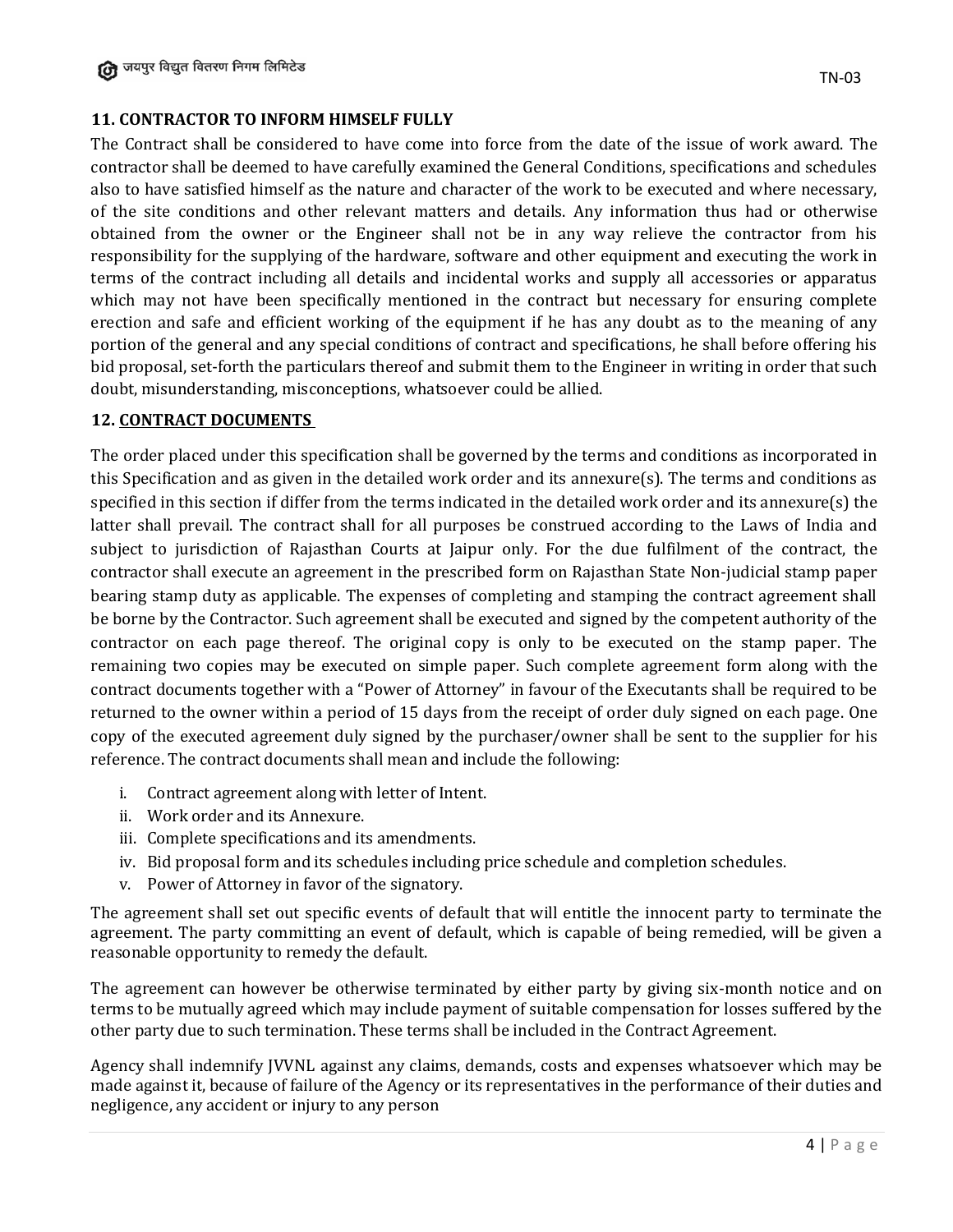### 11. CONTRACTOR TO INFORM HIMSELF FULLY

The Contract shall be considered to have come into force from the date of the issue of work award. The contractor shall be deemed to have carefully examined the General Conditions, specifications and schedules also to have satisfied himself as the nature and character of the work to be executed and where necessary, of the site conditions and other relevant matters and details. Any information thus had or otherwise obtained from the owner or the Engineer shall not be in any way relieve the contractor from his responsibility for the supplying of the hardware, software and other equipment and executing the work in terms of the contract including all details and incidental works and supply all accessories or apparatus which may not have been specifically mentioned in the contract but necessary for ensuring complete erection and safe and efficient working of the equipment if he has any doubt as to the meaning of any portion of the general and any special conditions of contract and specifications, he shall before offering his bid proposal, set-forth the particulars thereof and submit them to the Engineer in writing in order that such doubt, misunderstanding, misconceptions, whatsoever could be allied.

### 12. CONTRACT DOCUMENTS

The order placed under this specification shall be governed by the terms and conditions as incorporated in this Specification and as given in the detailed work order and its annexure(s). The terms and conditions as specified in this section if differ from the terms indicated in the detailed work order and its annexure(s) the latter shall prevail. The contract shall for all purposes be construed according to the Laws of India and subject to jurisdiction of Rajasthan Courts at Jaipur only. For the due fulfilment of the contract, the contractor shall execute an agreement in the prescribed form on Rajasthan State Non-judicial stamp paper bearing stamp duty as applicable. The expenses of completing and stamping the contract agreement shall be borne by the Contractor. Such agreement shall be executed and signed by the competent authority of the contractor on each page thereof. The original copy is only to be executed on the stamp paper. The remaining two copies may be executed on simple paper. Such complete agreement form along with the contract documents together with a "Power of Attorney" in favour of the Executants shall be required to be returned to the owner within a period of 15 days from the receipt of order duly signed on each page. One copy of the executed agreement duly signed by the purchaser/owner shall be sent to the supplier for his reference. The contract documents shall mean and include the following:

i. Contract agreement along with letter of Intent.
ii. Work order and its Annexure.
iii. Complete specifications and its amendments.
iv. Bid proposal form and its schedules including price schedule and completion schedules.
v. Power of Attorney in favor of the signatory.

The agreement shall set out specific events of default that will entitle the innocent party to terminate the agreement. The party committing an event of default, which is capable of being remedied, will be given a reasonable opportunity to remedy the default.

The agreement can however be otherwise terminated by either party by giving six-month notice and on terms to be mutually agreed which may include payment of suitable compensation for losses suffered by the other party due to such termination. These terms shall be included in the Contract Agreement.

Agency shall indemnify JVVNL against any claims, demands, costs and expenses whatsoever which may be made against it, because of failure of the Agency or its representatives in the performance of their duties and negligence, any accident or injury to any person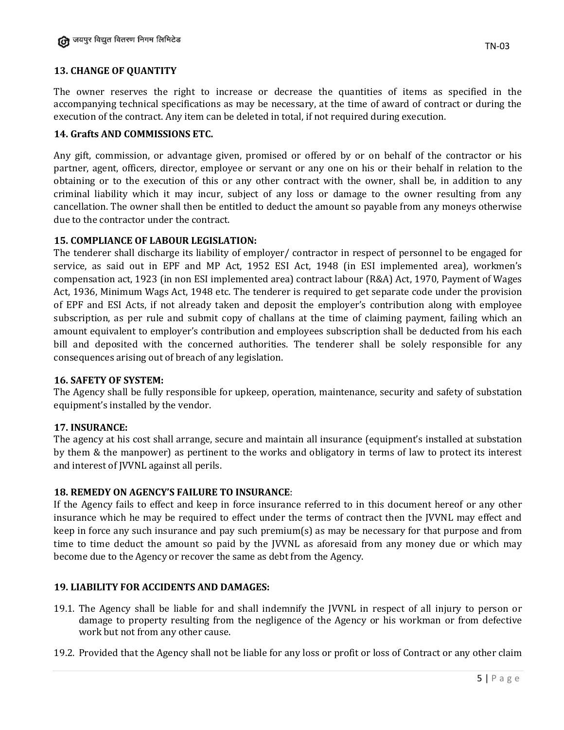### 13. CHANGE OF QUANTITY

The owner reserves the right to increase or decrease the quantities of items as specified in the accompanying technical specifications as may be necessary, at the time of award of contract or during the execution of the contract. Any item can be deleted in total, if not required during execution.

### 14. Grafts AND COMMISSIONS ETC.

Any gift, commission, or advantage given, promised or offered by or on behalf of the contractor or his partner, agent, officers, director, employee or servant or any one on his or their behalf in relation to the obtaining or to the execution of this or any other contract with the owner, shall be, in addition to any criminal liability which it may incur, subject of any loss or damage to the owner resulting from any cancellation. The owner shall then be entitled to deduct the amount so payable from any moneys otherwise due to the contractor under the contract.

### 15. COMPLIANCE OF LABOUR LEGISLATION:

The tenderer shall discharge its liability of employer/ contractor in respect of personnel to be engaged for service, as said out in EPF and MP Act, 1952 ESI Act, 1948 (in ESI implemented area), workmen's compensation act, 1923 (in non ESI implemented area) contract labour (R&A) Act, 1970, Payment of Wages Act, 1936, Minimum Wags Act, 1948 etc. The tenderer is required to get separate code under the provision of EPF and ESI Acts, if not already taken and deposit the employer's contribution along with employee subscription, as per rule and submit copy of challans at the time of claiming payment, failing which an amount equivalent to employer's contribution and employees subscription shall be deducted from his each bill and deposited with the concerned authorities. The tenderer shall be solely responsible for any consequences arising out of breach of any legislation.

### 16. SAFETY OF SYSTEM:

The Agency shall be fully responsible for upkeep, operation, maintenance, security and safety of substation equipment's installed by the vendor.

### 17. INSURANCE:

The agency at his cost shall arrange, secure and maintain all insurance (equipment's installed at substation by them & the manpower) as pertinent to the works and obligatory in terms of law to protect its interest and interest of JVVNL against all perils.

### 18. REMEDY ON AGENCY'S FAILURE TO INSURANCE:

If the Agency fails to effect and keep in force insurance referred to in this document hereof or any other insurance which he may be required to effect under the terms of contract then the JVVNL may effect and keep in force any such insurance and pay such premium(s) as may be necessary for that purpose and from time to time deduct the amount so paid by the JVVNL as aforesaid from any money due or which may become due to the Agency or recover the same as debt from the Agency.

### 19. LIABILITY FOR ACCIDENTS AND DAMAGES:

19.1. The Agency shall be liable for and shall indemnify the JVVNL in respect of all injury to person or damage to property resulting from the negligence of the Agency or his workman or from defective work but not from any other cause.

19.2. Provided that the Agency shall not be liable for any loss or profit or loss of Contract or any other claim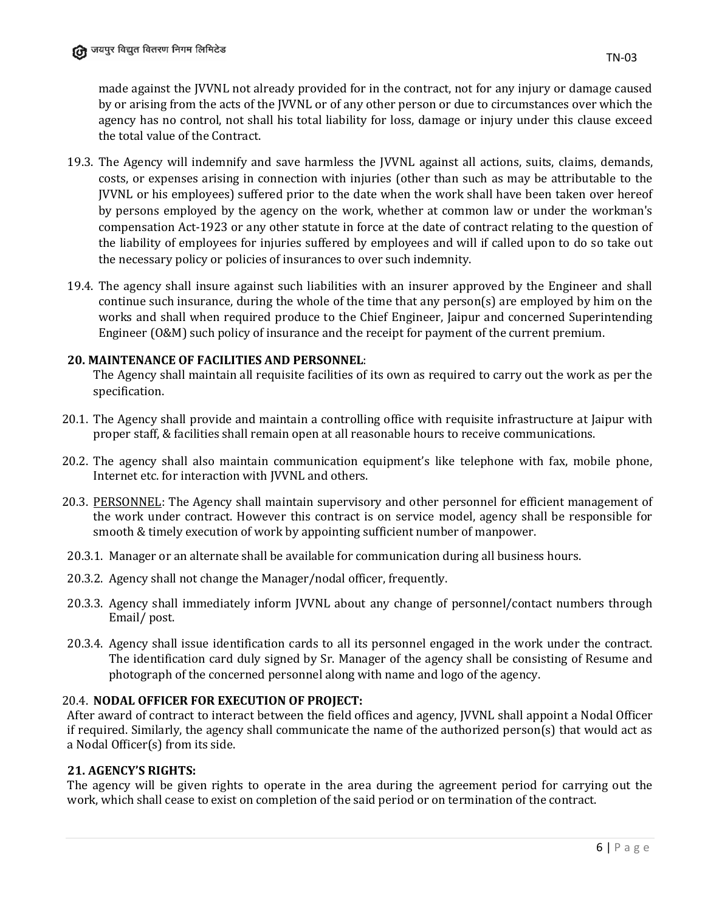made against the JVVNL not already provided for in the contract, not for any injury or damage caused by or arising from the acts of the JVVNL or of any other person or due to circumstances over which the agency has no control, not shall his total liability for loss, damage or injury under this clause exceed the total value of the Contract.

19.3. The Agency will indemnify and save harmless the JVVNL against all actions, suits, claims, demands, costs, or expenses arising in connection with injuries (other than such as may be attributable to the JVVNL or his employees) suffered prior to the date when the work shall have been taken over hereof by persons employed by the agency on the work, whether at common law or under the workman's compensation Act-1923 or any other statute in force at the date of contract relating to the question of the liability of employees for injuries suffered by employees and will if called upon to do so take out the necessary policy or policies of insurances to over such indemnity.

19.4. The agency shall insure against such liabilities with an insurer approved by the Engineer and shall continue such insurance, during the whole of the time that any person(s) are employed by him on the works and shall when required produce to the Chief Engineer, Jaipur and concerned Superintending Engineer (O&M) such policy of insurance and the receipt for payment of the current premium.

**20. MAINTENANCE OF FACILITIES AND PERSONNEL**:

The Agency shall maintain all requisite facilities of its own as required to carry out the work as per the specification.

20.1. The Agency shall provide and maintain a controlling office with requisite infrastructure at Jaipur with proper staff, & facilities shall remain open at all reasonable hours to receive communications.

20.2. The agency shall also maintain communication equipment's like telephone with fax, mobile phone, Internet etc. for interaction with JVVNL and others.

20.3. PERSONNEL: The Agency shall maintain supervisory and other personnel for efficient management of the work under contract. However this contract is on service model, agency shall be responsible for smooth & timely execution of work by appointing sufficient number of manpower.

20.3.1. Manager or an alternate shall be available for communication during all business hours.

20.3.2. Agency shall not change the Manager/nodal officer, frequently.

20.3.3. Agency shall immediately inform JVVNL about any change of personnel/contact numbers through Email/ post.

20.3.4. Agency shall issue identification cards to all its personnel engaged in the work under the contract. The identification card duly signed by Sr. Manager of the agency shall be consisting of Resume and photograph of the concerned personnel along with name and logo of the agency.

20.4. **NODAL OFFICER FOR EXECUTION OF PROJECT:**

After award of contract to interact between the field offices and agency, JVVNL shall appoint a Nodal Officer if required. Similarly, the agency shall communicate the name of the authorized person(s) that would act as a Nodal Officer(s) from its side.

**21. AGENCY'S RIGHTS:**

The agency will be given rights to operate in the area during the agreement period for carrying out the work, which shall cease to exist on completion of the said period or on termination of the contract.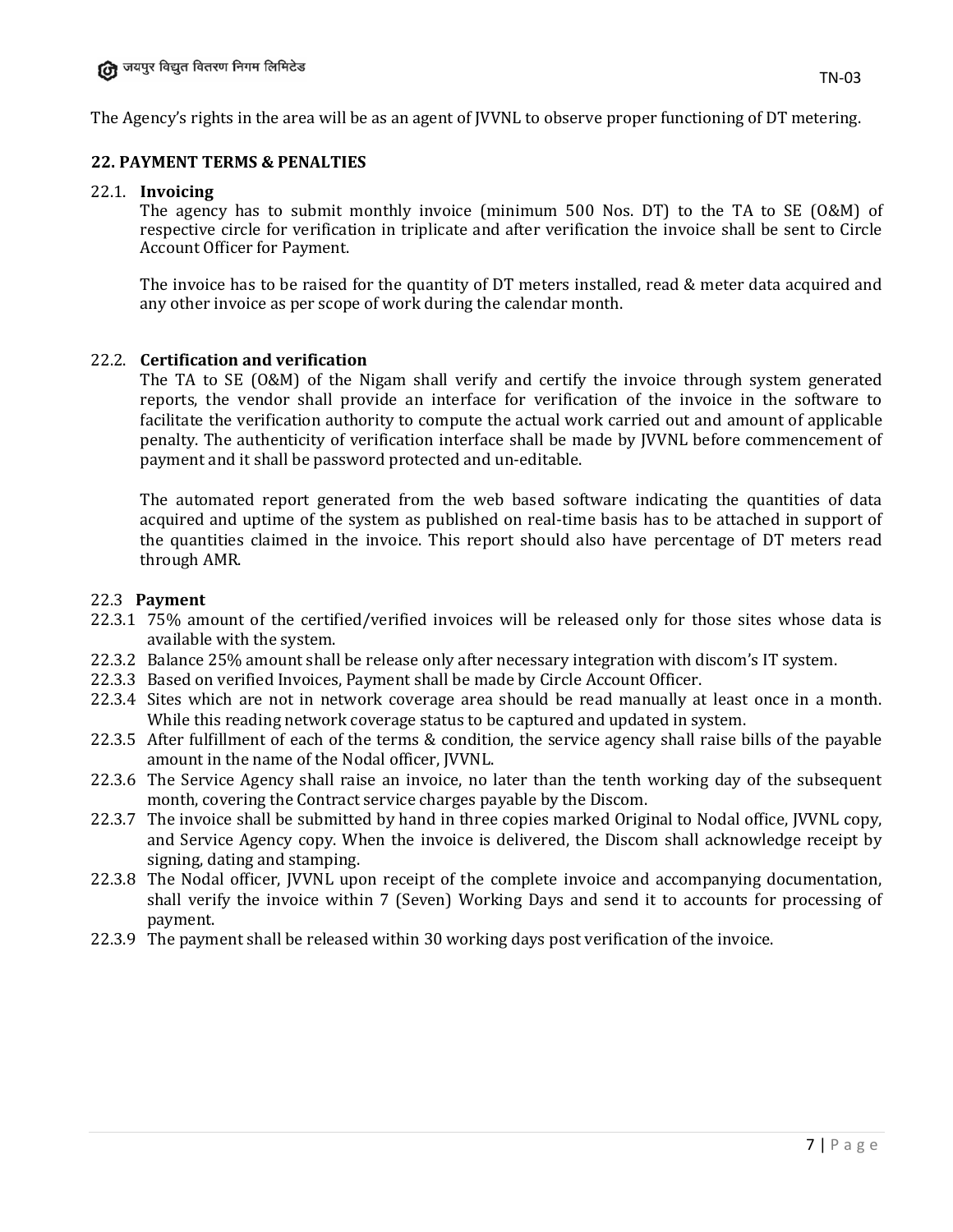The Agency's rights in the area will be as an agent of JVVNL to observe proper functioning of DT metering.

## 22. PAYMENT TERMS & PENALTIES

### 22.1. Invoicing

The agency has to submit monthly invoice (minimum 500 Nos. DT) to the TA to SE (O&M) of respective circle for verification in triplicate and after verification the invoice shall be sent to Circle Account Officer for Payment.

The invoice has to be raised for the quantity of DT meters installed, read & meter data acquired and any other invoice as per scope of work during the calendar month.

### 22.2. Certification and verification

The TA to SE (O&M) of the Nigam shall verify and certify the invoice through system generated reports, the vendor shall provide an interface for verification of the invoice in the software to facilitate the verification authority to compute the actual work carried out and amount of applicable penalty. The authenticity of verification interface shall be made by JVVNL before commencement of payment and it shall be password protected and un-editable.

The automated report generated from the web based software indicating the quantities of data acquired and uptime of the system as published on real-time basis has to be attached in support of the quantities claimed in the invoice. This report should also have percentage of DT meters read through AMR.

### 22.3 Payment

- 22.3.1 75% amount of the certified/verified invoices will be released only for those sites whose data is available with the system.
- 22.3.2 Balance 25% amount shall be release only after necessary integration with discom's IT system.
- 22.3.3 Based on verified Invoices, Payment shall be made by Circle Account Officer.
- 22.3.4 Sites which are not in network coverage area should be read manually at least once in a month. While this reading network coverage status to be captured and updated in system.
- 22.3.5 After fulfillment of each of the terms & condition, the service agency shall raise bills of the payable amount in the name of the Nodal officer, JVVNL.
- 22.3.6 The Service Agency shall raise an invoice, no later than the tenth working day of the subsequent month, covering the Contract service charges payable by the Discom.
- 22.3.7 The invoice shall be submitted by hand in three copies marked Original to Nodal office, JVVNL copy, and Service Agency copy. When the invoice is delivered, the Discom shall acknowledge receipt by signing, dating and stamping.
- 22.3.8 The Nodal officer, JVVNL upon receipt of the complete invoice and accompanying documentation, shall verify the invoice within 7 (Seven) Working Days and send it to accounts for processing of payment.
- 22.3.9 The payment shall be released within 30 working days post verification of the invoice.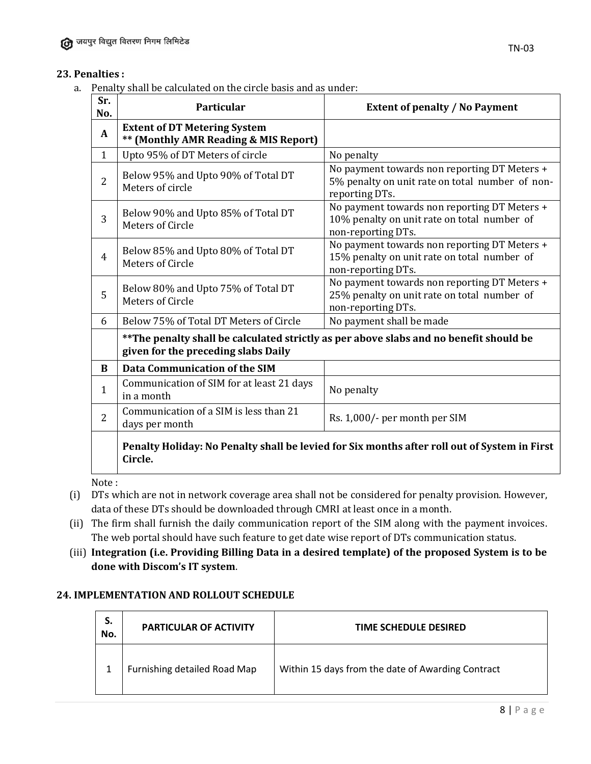## 23. Penalties :

a. Penalty shall be calculated on the circle basis and as under:

| Sr. No. | Particular | Extent of penalty / No Payment |
|---|---|---|
| **A** | **Extent of DT Metering System ** (Monthly AMR Reading & MIS Report)** | |
| 1 | Upto 95% of DT Meters of circle | No penalty |
| 2 | Below 95% and Upto 90% of Total DT Meters of circle | No payment towards non reporting DT Meters + 5% penalty on unit rate on total number of non-reporting DTs. |
| 3 | Below 90% and Upto 85% of Total DT Meters of Circle | No payment towards non reporting DT Meters + 10% penalty on unit rate on total number of non-reporting DTs. |
| 4 | Below 85% and Upto 80% of Total DT Meters of Circle | No payment towards non reporting DT Meters + 15% penalty on unit rate on total number of non-reporting DTs. |
| 5 | Below 80% and Upto 75% of Total DT Meters of Circle | No payment towards non reporting DT Meters + 25% penalty on unit rate on total number of non-reporting DTs. |
| 6 | Below 75% of Total DT Meters of Circle | No payment shall be made |
| | **\*\*The penalty shall be calculated strictly as per above slabs and no benefit should be given for the preceding slabs Daily** | |
| **B** | **Data Communication of the SIM** | |
| 1 | Communication of SIM for at least 21 days in a month | No penalty |
| 2 | Communication of a SIM is less than 21 days per month | Rs. 1,000/- per month per SIM |
| | **Penalty Holiday: No Penalty shall be levied for Six months after roll out of System in First Circle.** | |

Note :

(i) DTs which are not in network coverage area shall not be considered for penalty provision. However, data of these DTs should be downloaded through CMRI at least once in a month.

(ii) The firm shall furnish the daily communication report of the SIM along with the payment invoices. The web portal should have such feature to get date wise report of DTs communication status.

(iii) **Integration (i.e. Providing Billing Data in a desired template) of the proposed System is to be done with Discom's IT system**.

## 24. IMPLEMENTATION AND ROLLOUT SCHEDULE

| S. No. | PARTICULAR OF ACTIVITY | TIME SCHEDULE DESIRED |
|---|---|---|
| 1 | Furnishing detailed Road Map | Within 15 days from the date of Awarding Contract |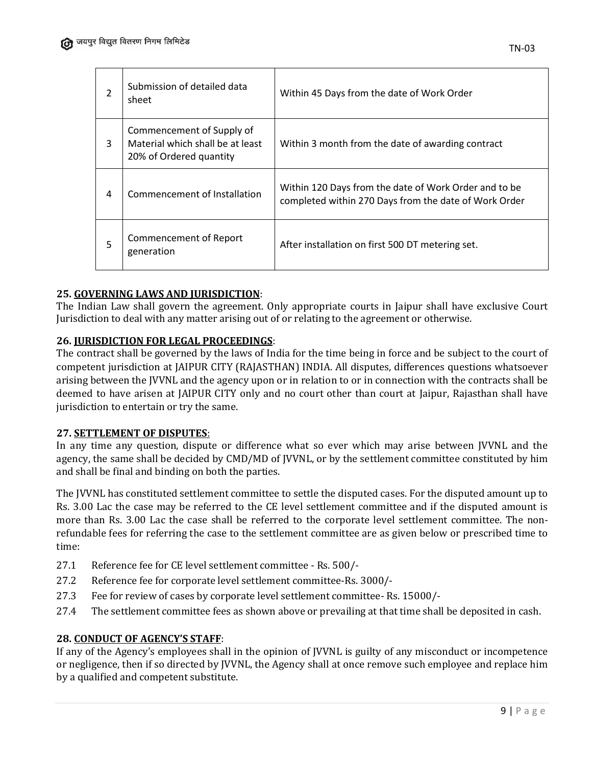| 2 | Submission of detailed data sheet | Within 45 Days from the date of Work Order |
|---|---|---|
| 3 | Commencement of Supply of Material which shall be at least 20% of Ordered quantity | Within 3 month from the date of awarding contract |
| 4 | Commencement of Installation | Within 120 Days from the date of Work Order and to be completed within 270 Days from the date of Work Order |
| 5 | Commencement of Report generation | After installation on first 500 DT metering set. |

**25. GOVERNING LAWS AND JURISDICTION**:
The Indian Law shall govern the agreement. Only appropriate courts in Jaipur shall have exclusive Court Jurisdiction to deal with any matter arising out of or relating to the agreement or otherwise.

**26. JURISDICTION FOR LEGAL PROCEEDINGS**:
The contract shall be governed by the laws of India for the time being in force and be subject to the court of competent jurisdiction at JAIPUR CITY (RAJASTHAN) INDIA. All disputes, differences questions whatsoever arising between the JVVNL and the agency upon or in relation to or in connection with the contracts shall be deemed to have arisen at JAIPUR CITY only and no court other than court at Jaipur, Rajasthan shall have jurisdiction to entertain or try the same.

**27. SETTLEMENT OF DISPUTES**:
In any time any question, dispute or difference what so ever which may arise between JVVNL and the agency, the same shall be decided by CMD/MD of JVVNL, or by the settlement committee constituted by him and shall be final and binding on both the parties.

The JVVNL has constituted settlement committee to settle the disputed cases. For the disputed amount up to Rs. 3.00 Lac the case may be referred to the CE level settlement committee and if the disputed amount is more than Rs. 3.00 Lac the case shall be referred to the corporate level settlement committee. The non-refundable fees for referring the case to the settlement committee are as given below or prescribed time to time:

27.1 Reference fee for CE level settlement committee - Rs. 500/-

27.2 Reference fee for corporate level settlement committee-Rs. 3000/-

27.3 Fee for review of cases by corporate level settlement committee- Rs. 15000/-

27.4 The settlement committee fees as shown above or prevailing at that time shall be deposited in cash.

**28. CONDUCT OF AGENCY'S STAFF**:
If any of the Agency's employees shall in the opinion of JVVNL is guilty of any misconduct or incompetence or negligence, then if so directed by JVVNL, the Agency shall at once remove such employee and replace him by a qualified and competent substitute.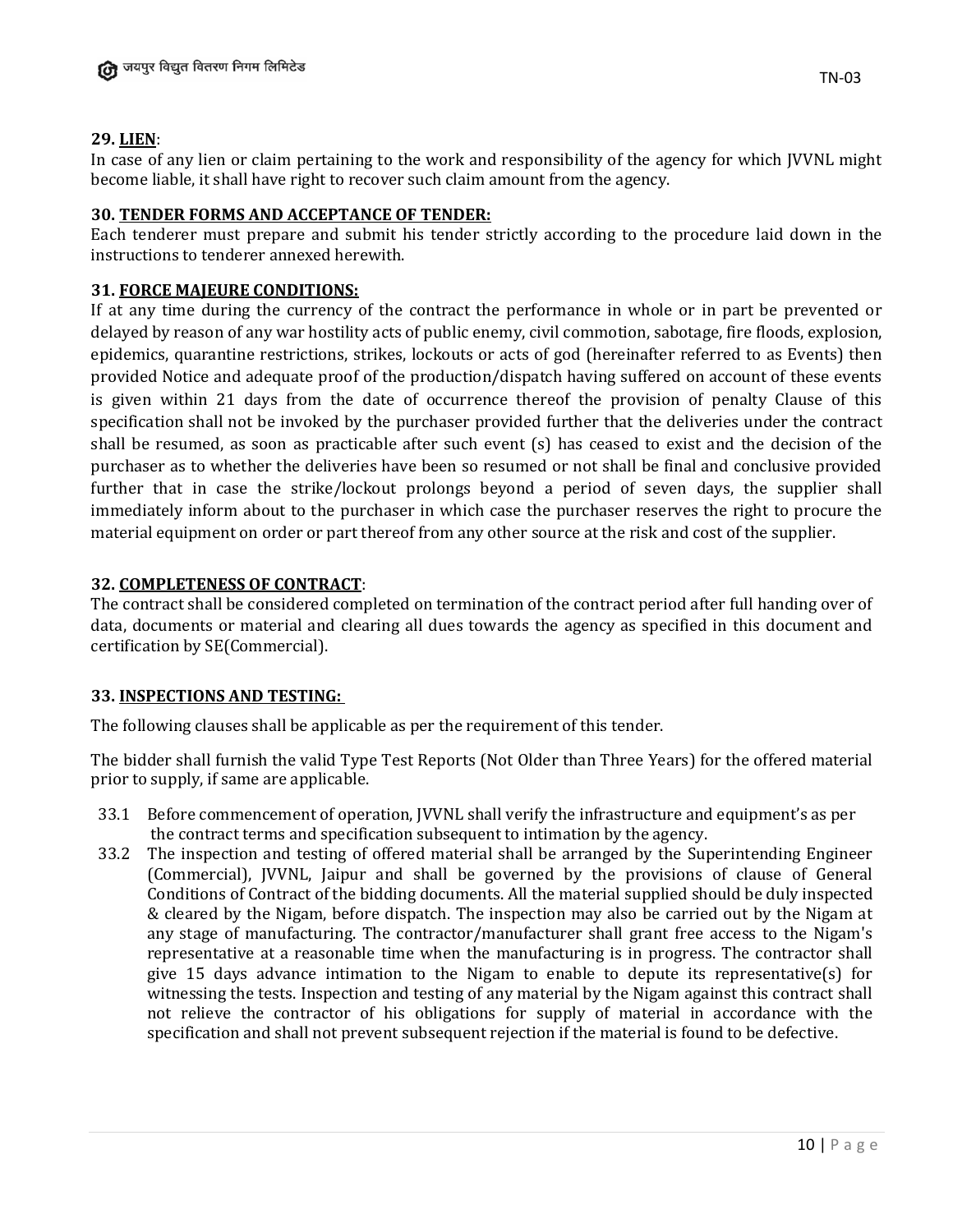**29. LIEN**:

In case of any lien or claim pertaining to the work and responsibility of the agency for which JVVNL might become liable, it shall have right to recover such claim amount from the agency.

**30. TENDER FORMS AND ACCEPTANCE OF TENDER:**

Each tenderer must prepare and submit his tender strictly according to the procedure laid down in the instructions to tenderer annexed herewith.

**31. FORCE MAJEURE CONDITIONS:**

If at any time during the currency of the contract the performance in whole or in part be prevented or delayed by reason of any war hostility acts of public enemy, civil commotion, sabotage, fire floods, explosion, epidemics, quarantine restrictions, strikes, lockouts or acts of god (hereinafter referred to as Events) then provided Notice and adequate proof of the production/dispatch having suffered on account of these events is given within 21 days from the date of occurrence thereof the provision of penalty Clause of this specification shall not be invoked by the purchaser provided further that the deliveries under the contract shall be resumed, as soon as practicable after such event (s) has ceased to exist and the decision of the purchaser as to whether the deliveries have been so resumed or not shall be final and conclusive provided further that in case the strike/lockout prolongs beyond a period of seven days, the supplier shall immediately inform about to the purchaser in which case the purchaser reserves the right to procure the material equipment on order or part thereof from any other source at the risk and cost of the supplier.

**32. COMPLETENESS OF CONTRACT**:

The contract shall be considered completed on termination of the contract period after full handing over of data, documents or material and clearing all dues towards the agency as specified in this document and certification by SE(Commercial).

**33. INSPECTIONS AND TESTING:**

The following clauses shall be applicable as per the requirement of this tender.

The bidder shall furnish the valid Type Test Reports (Not Older than Three Years) for the offered material prior to supply, if same are applicable.

33.1 Before commencement of operation, JVVNL shall verify the infrastructure and equipment's as per the contract terms and specification subsequent to intimation by the agency.

33.2 The inspection and testing of offered material shall be arranged by the Superintending Engineer (Commercial), JVVNL, Jaipur and shall be governed by the provisions of clause of General Conditions of Contract of the bidding documents. All the material supplied should be duly inspected & cleared by the Nigam, before dispatch. The inspection may also be carried out by the Nigam at any stage of manufacturing. The contractor/manufacturer shall grant free access to the Nigam's representative at a reasonable time when the manufacturing is in progress. The contractor shall give 15 days advance intimation to the Nigam to enable to depute its representative(s) for witnessing the tests. Inspection and testing of any material by the Nigam against this contract shall not relieve the contractor of his obligations for supply of material in accordance with the specification and shall not prevent subsequent rejection if the material is found to be defective.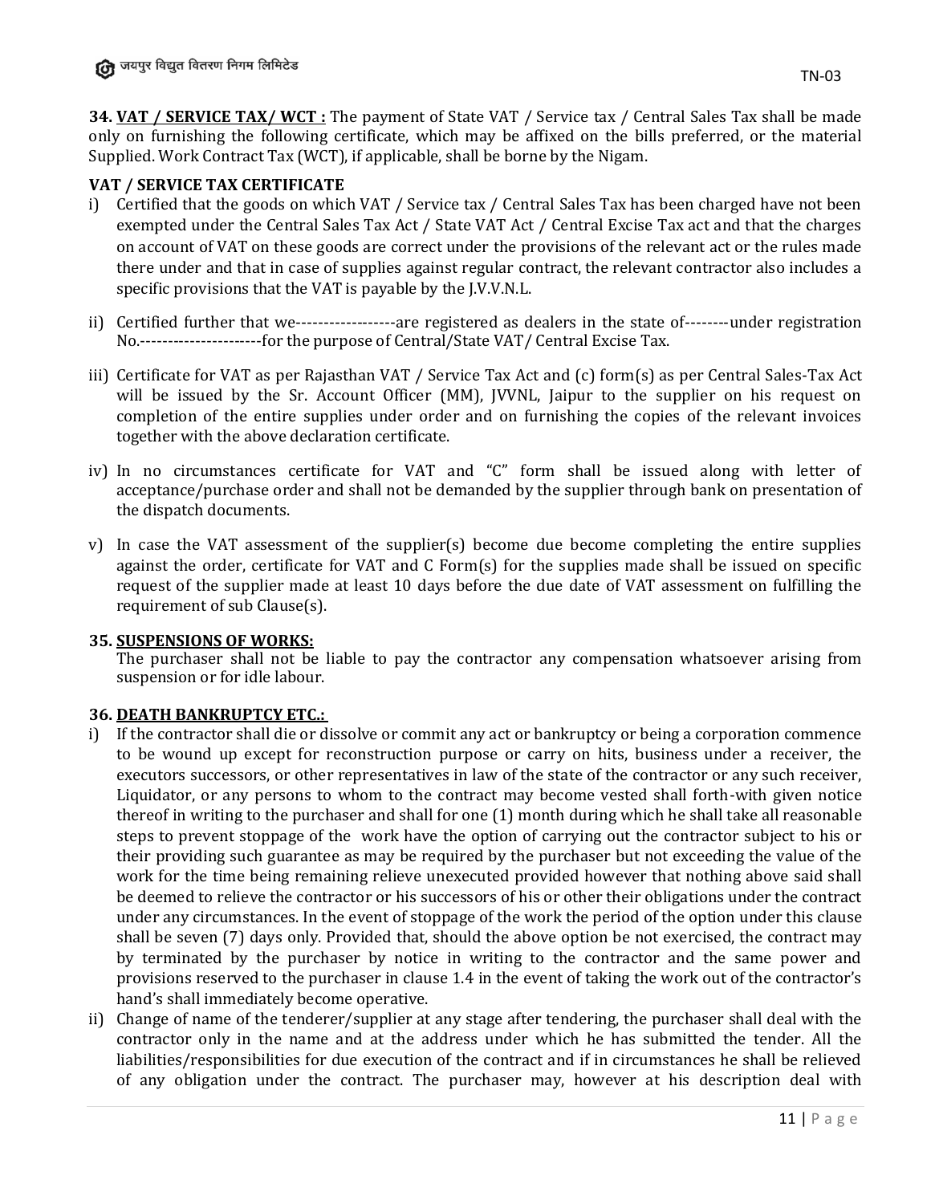**34. VAT / SERVICE TAX/ WCT :** The payment of State VAT / Service tax / Central Sales Tax shall be made only on furnishing the following certificate, which may be affixed on the bills preferred, or the material Supplied. Work Contract Tax (WCT), if applicable, shall be borne by the Nigam.

**VAT / SERVICE TAX CERTIFICATE**

i) Certified that the goods on which VAT / Service tax / Central Sales Tax has been charged have not been exempted under the Central Sales Tax Act / State VAT Act / Central Excise Tax act and that the charges on account of VAT on these goods are correct under the provisions of the relevant act or the rules made there under and that in case of supplies against regular contract, the relevant contractor also includes a specific provisions that the VAT is payable by the J.V.V.N.L.

ii) Certified further that we------------------are registered as dealers in the state of--------under registration No.----------------------for the purpose of Central/State VAT/ Central Excise Tax.

iii) Certificate for VAT as per Rajasthan VAT / Service Tax Act and (c) form(s) as per Central Sales-Tax Act will be issued by the Sr. Account Officer (MM), JVVNL, Jaipur to the supplier on his request on completion of the entire supplies under order and on furnishing the copies of the relevant invoices together with the above declaration certificate.

iv) In no circumstances certificate for VAT and "C" form shall be issued along with letter of acceptance/purchase order and shall not be demanded by the supplier through bank on presentation of the dispatch documents.

v) In case the VAT assessment of the supplier(s) become due become completing the entire supplies against the order, certificate for VAT and C Form(s) for the supplies made shall be issued on specific request of the supplier made at least 10 days before the due date of VAT assessment on fulfilling the requirement of sub Clause(s).

**35. SUSPENSIONS OF WORKS:**

The purchaser shall not be liable to pay the contractor any compensation whatsoever arising from suspension or for idle labour.

**36. DEATH BANKRUPTCY ETC.:**

i) If the contractor shall die or dissolve or commit any act or bankruptcy or being a corporation commence to be wound up except for reconstruction purpose or carry on hits, business under a receiver, the executors successors, or other representatives in law of the state of the contractor or any such receiver, Liquidator, or any persons to whom to the contract may become vested shall forth-with given notice thereof in writing to the purchaser and shall for one (1) month during which he shall take all reasonable steps to prevent stoppage of the work have the option of carrying out the contractor subject to his or their providing such guarantee as may be required by the purchaser but not exceeding the value of the work for the time being remaining relieve unexecuted provided however that nothing above said shall be deemed to relieve the contractor or his successors of his or other their obligations under the contract under any circumstances. In the event of stoppage of the work the period of the option under this clause shall be seven (7) days only. Provided that, should the above option be not exercised, the contract may by terminated by the purchaser by notice in writing to the contractor and the same power and provisions reserved to the purchaser in clause 1.4 in the event of taking the work out of the contractor's hand's shall immediately become operative.

ii) Change of name of the tenderer/supplier at any stage after tendering, the purchaser shall deal with the contractor only in the name and at the address under which he has submitted the tender. All the liabilities/responsibilities for due execution of the contract and if in circumstances he shall be relieved of any obligation under the contract. The purchaser may, however at his description deal with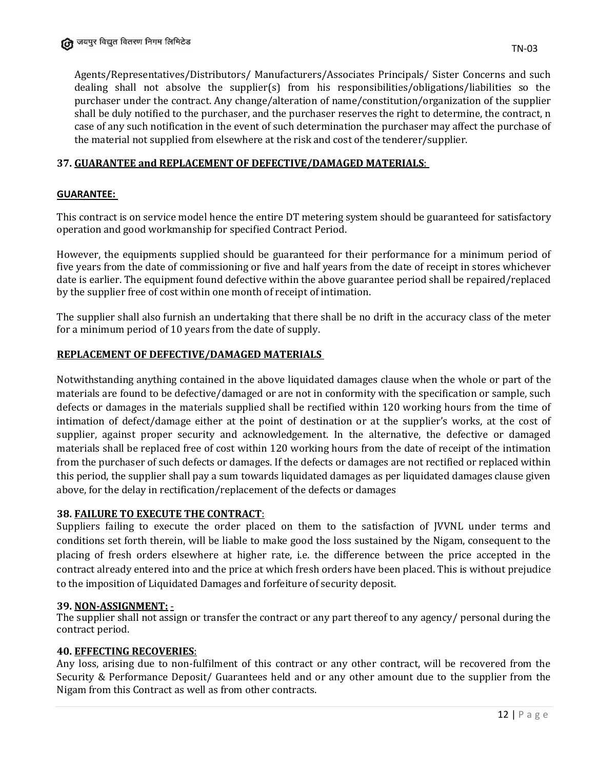Agents/Representatives/Distributors/ Manufacturers/Associates Principals/ Sister Concerns and such dealing shall not absolve the supplier(s) from his responsibilities/obligations/liabilities so the purchaser under the contract. Any change/alteration of name/constitution/organization of the supplier shall be duly notified to the purchaser, and the purchaser reserves the right to determine, the contract, n case of any such notification in the event of such determination the purchaser may affect the purchase of the material not supplied from elsewhere at the risk and cost of the tenderer/supplier.

### 37. GUARANTEE and REPLACEMENT OF DEFECTIVE/DAMAGED MATERIALS:

**GUARANTEE:**

This contract is on service model hence the entire DT metering system should be guaranteed for satisfactory operation and good workmanship for specified Contract Period.

However, the equipments supplied should be guaranteed for their performance for a minimum period of five years from the date of commissioning or five and half years from the date of receipt in stores whichever date is earlier. The equipment found defective within the above guarantee period shall be repaired/replaced by the supplier free of cost within one month of receipt of intimation.

The supplier shall also furnish an undertaking that there shall be no drift in the accuracy class of the meter for a minimum period of 10 years from the date of supply.

**REPLACEMENT OF DEFECTIVE/DAMAGED MATERIALS**

Notwithstanding anything contained in the above liquidated damages clause when the whole or part of the materials are found to be defective/damaged or are not in conformity with the specification or sample, such defects or damages in the materials supplied shall be rectified within 120 working hours from the time of intimation of defect/damage either at the point of destination or at the supplier's works, at the cost of supplier, against proper security and acknowledgement. In the alternative, the defective or damaged materials shall be replaced free of cost within 120 working hours from the date of receipt of the intimation from the purchaser of such defects or damages. If the defects or damages are not rectified or replaced within this period, the supplier shall pay a sum towards liquidated damages as per liquidated damages clause given above, for the delay in rectification/replacement of the defects or damages

### 38. FAILURE TO EXECUTE THE CONTRACT:

Suppliers failing to execute the order placed on them to the satisfaction of JVVNL under terms and conditions set forth therein, will be liable to make good the loss sustained by the Nigam, consequent to the placing of fresh orders elsewhere at higher rate, i.e. the difference between the price accepted in the contract already entered into and the price at which fresh orders have been placed. This is without prejudice to the imposition of Liquidated Damages and forfeiture of security deposit.

### 39. NON-ASSIGNMENT: -

The supplier shall not assign or transfer the contract or any part thereof to any agency/ personal during the contract period.

### 40. EFFECTING RECOVERIES:

Any loss, arising due to non-fulfilment of this contract or any other contract, will be recovered from the Security & Performance Deposit/ Guarantees held and or any other amount due to the supplier from the Nigam from this Contract as well as from other contracts.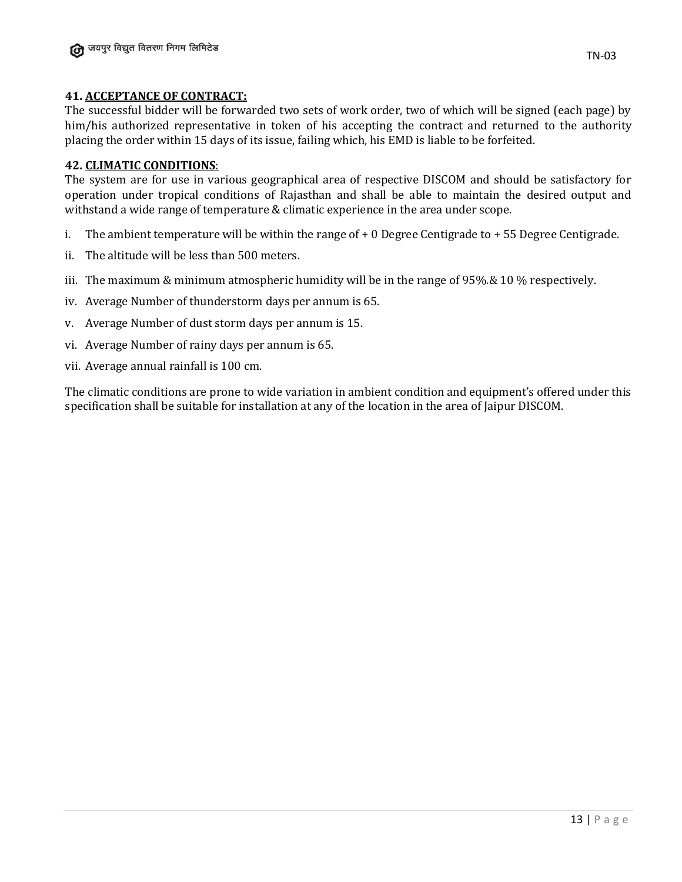**41. ACCEPTANCE OF CONTRACT:**

The successful bidder will be forwarded two sets of work order, two of which will be signed (each page) by him/his authorized representative in token of his accepting the contract and returned to the authority placing the order within 15 days of its issue, failing which, his EMD is liable to be forfeited.

**42. CLIMATIC CONDITIONS**:

The system are for use in various geographical area of respective DISCOM and should be satisfactory for operation under tropical conditions of Rajasthan and shall be able to maintain the desired output and withstand a wide range of temperature & climatic experience in the area under scope.

i. The ambient temperature will be within the range of + 0 Degree Centigrade to + 55 Degree Centigrade.

ii. The altitude will be less than 500 meters.

iii. The maximum & minimum atmospheric humidity will be in the range of 95%.& 10 % respectively.

iv. Average Number of thunderstorm days per annum is 65.

v. Average Number of dust storm days per annum is 15.

vi. Average Number of rainy days per annum is 65.

vii. Average annual rainfall is 100 cm.

The climatic conditions are prone to wide variation in ambient condition and equipment's offered under this specification shall be suitable for installation at any of the location in the area of Jaipur DISCOM.